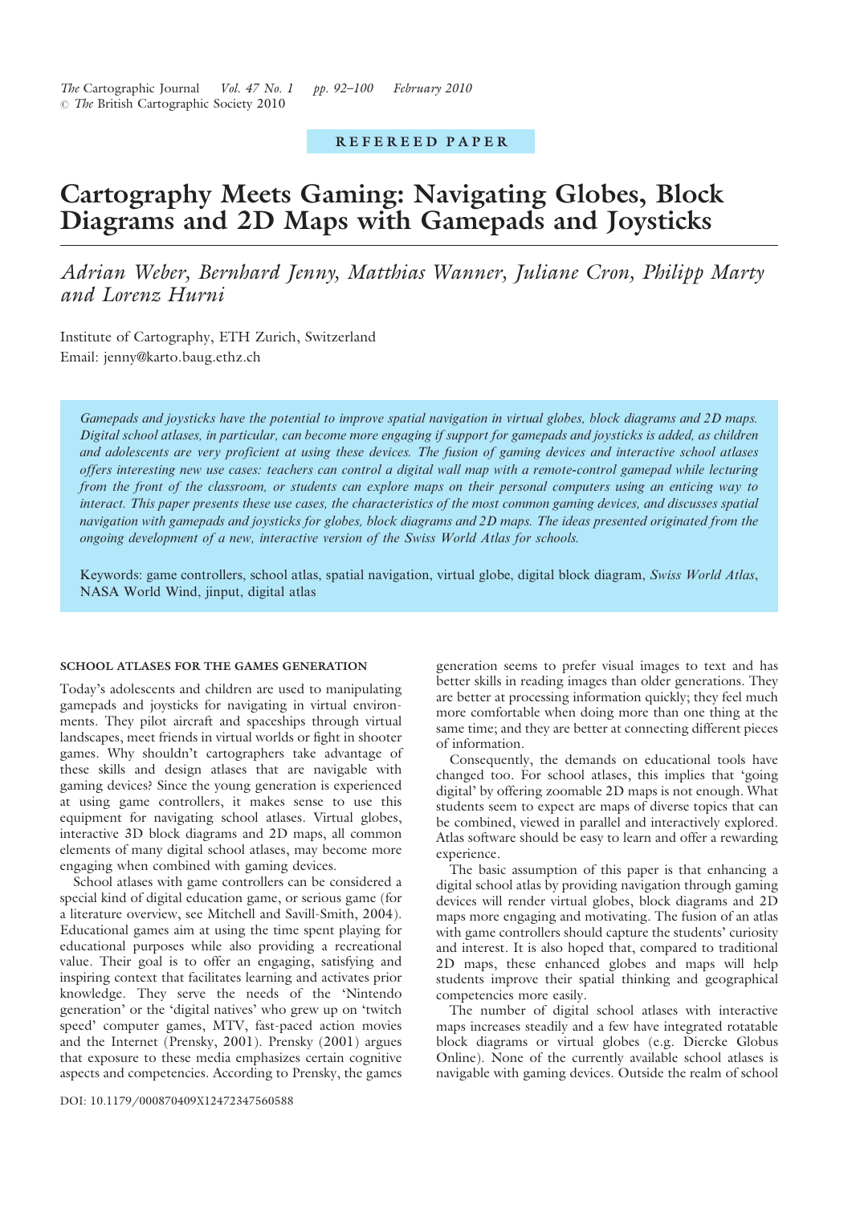REFEREED PAPER

# Cartography Meets Gaming: Navigating Globes, Block Diagrams and 2D Maps with Gamepads and Joysticks

*Adrian Weber, Bernhard Jenny, Matthias Wanner, Juliane Cron, Philipp Marty and Lorenz Hurni*

Institute of Cartography, ETH Zurich, Switzerland
Email: jenny@karto.baug.ethz.ch

*Gamepads and joysticks have the potential to improve spatial navigation in virtual globes, block diagrams and 2D maps. Digital school atlases, in particular, can become more engaging if support for gamepads and joysticks is added, as children and adolescents are very proficient at using these devices. The fusion of gaming devices and interactive school atlases offers interesting new use cases: teachers can control a digital wall map with a remote-control gamepad while lecturing from the front of the classroom, or students can explore maps on their personal computers using an enticing way to interact. This paper presents these use cases, the characteristics of the most common gaming devices, and discusses spatial navigation with gamepads and joysticks for globes, block diagrams and 2D maps. The ideas presented originated from the ongoing development of a new, interactive version of the Swiss World Atlas for schools.*

Keywords: game controllers, school atlas, spatial navigation, virtual globe, digital block diagram, *Swiss World Atlas*, NASA World Wind, jinput, digital atlas

## SCHOOL ATLASES FOR THE GAMES GENERATION

Today's adolescents and children are used to manipulating gamepads and joysticks for navigating in virtual environments. They pilot aircraft and spaceships through virtual landscapes, meet friends in virtual worlds or fight in shooter games. Why shouldn't cartographers take advantage of these skills and design atlases that are navigable with gaming devices? Since the young generation is experienced at using game controllers, it makes sense to use this equipment for navigating school atlases. Virtual globes, interactive 3D block diagrams and 2D maps, all common elements of many digital school atlases, may become more engaging when combined with gaming devices.

School atlases with game controllers can be considered a special kind of digital education game, or serious game (for a literature overview, see Mitchell and Savill-Smith, 2004). Educational games aim at using the time spent playing for educational purposes while also providing a recreational value. Their goal is to offer an engaging, satisfying and inspiring context that facilitates learning and activates prior knowledge. They serve the needs of the 'Nintendo generation' or the 'digital natives' who grew up on 'twitch speed' computer games, MTV, fast-paced action movies and the Internet (Prensky, 2001). Prensky (2001) argues that exposure to these media emphasizes certain cognitive aspects and competencies. According to Prensky, the games generation seems to prefer visual images to text and has better skills in reading images than older generations. They are better at processing information quickly; they feel much more comfortable when doing more than one thing at the same time; and they are better at connecting different pieces of information.

Consequently, the demands on educational tools have changed too. For school atlases, this implies that 'going digital' by offering zoomable 2D maps is not enough. What students seem to expect are maps of diverse topics that can be combined, viewed in parallel and interactively explored. Atlas software should be easy to learn and offer a rewarding experience.

The basic assumption of this paper is that enhancing a digital school atlas by providing navigation through gaming devices will render virtual globes, block diagrams and 2D maps more engaging and motivating. The fusion of an atlas with game controllers should capture the students' curiosity and interest. It is also hoped that, compared to traditional 2D maps, these enhanced globes and maps will help students improve their spatial thinking and geographical competencies more easily.

The number of digital school atlases with interactive maps increases steadily and a few have integrated rotatable block diagrams or virtual globes (e.g. Diercke Globus Online). None of the currently available school atlases is navigable with gaming devices. Outside the realm of school

DOI: 10.1179/000870409X12472347560588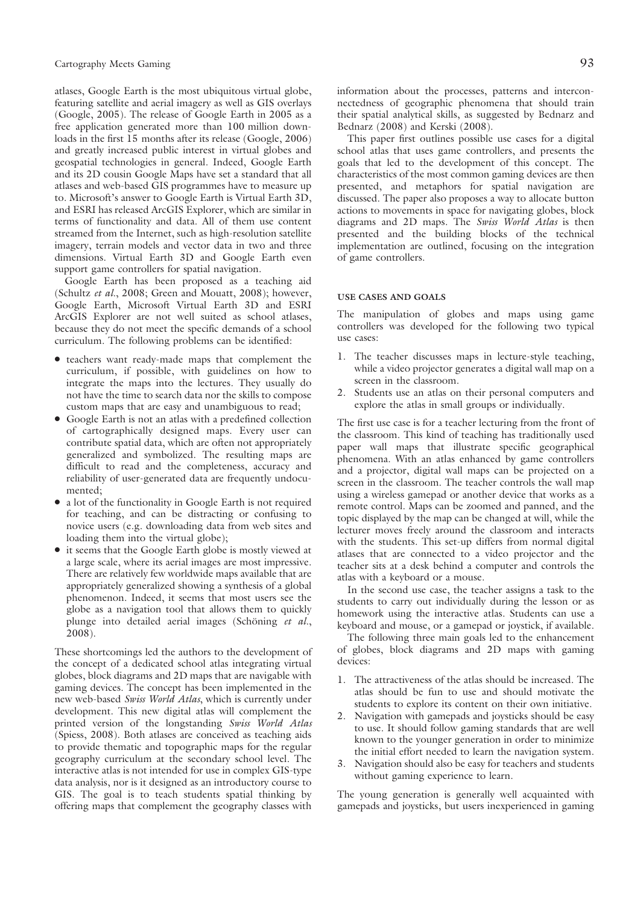atlases, Google Earth is the most ubiquitous virtual globe, featuring satellite and aerial imagery as well as GIS overlays (Google, 2005). The release of Google Earth in 2005 as a free application generated more than 100 million downloads in the first 15 months after its release (Google, 2006) and greatly increased public interest in virtual globes and geospatial technologies in general. Indeed, Google Earth and its 2D cousin Google Maps have set a standard that all atlases and web-based GIS programmes have to measure up to. Microsoft's answer to Google Earth is Virtual Earth 3D, and ESRI has released ArcGIS Explorer, which are similar in terms of functionality and data. All of them use content streamed from the Internet, such as high-resolution satellite imagery, terrain models and vector data in two and three dimensions. Virtual Earth 3D and Google Earth even support game controllers for spatial navigation.

Google Earth has been proposed as a teaching aid (Schultz *et al.*, 2008; Green and Mouatt, 2008); however, Google Earth, Microsoft Virtual Earth 3D and ESRI ArcGIS Explorer are not well suited as school atlases, because they do not meet the specific demands of a school curriculum. The following problems can be identified:

- teachers want ready-made maps that complement the curriculum, if possible, with guidelines on how to integrate the maps into the lectures. They usually do not have the time to search data nor the skills to compose custom maps that are easy and unambiguous to read;
- Google Earth is not an atlas with a predefined collection of cartographically designed maps. Every user can contribute spatial data, which are often not appropriately generalized and symbolized. The resulting maps are difficult to read and the completeness, accuracy and reliability of user-generated data are frequently undocumented;
- a lot of the functionality in Google Earth is not required for teaching, and can be distracting or confusing to novice users (e.g. downloading data from web sites and loading them into the virtual globe);
- it seems that the Google Earth globe is mostly viewed at a large scale, where its aerial images are most impressive. There are relatively few worldwide maps available that are appropriately generalized showing a synthesis of a global phenomenon. Indeed, it seems that most users see the globe as a navigation tool that allows them to quickly plunge into detailed aerial images (Schöning *et al.*, 2008).

These shortcomings led the authors to the development of the concept of a dedicated school atlas integrating virtual globes, block diagrams and 2D maps that are navigable with gaming devices. The concept has been implemented in the new web-based *Swiss World Atlas*, which is currently under development. This new digital atlas will complement the printed version of the longstanding *Swiss World Atlas* (Spiess, 2008). Both atlases are conceived as teaching aids to provide thematic and topographic maps for the regular geography curriculum at the secondary school level. The interactive atlas is not intended for use in complex GIS-type data analysis, nor is it designed as an introductory course to GIS. The goal is to teach students spatial thinking by offering maps that complement the geography classes with information about the processes, patterns and interconnectedness of geographic phenomena that should train their spatial analytical skills, as suggested by Bednarz and Bednarz (2008) and Kerski (2008).

This paper first outlines possible use cases for a digital school atlas that uses game controllers, and presents the goals that led to the development of this concept. The characteristics of the most common gaming devices are then presented, and metaphors for spatial navigation are discussed. The paper also proposes a way to allocate button actions to movements in space for navigating globes, block diagrams and 2D maps. The *Swiss World Atlas* is then presented and the building blocks of the technical implementation are outlined, focusing on the integration of game controllers.

## USE CASES AND GOALS

The manipulation of globes and maps using game controllers was developed for the following two typical use cases:

1. The teacher discusses maps in lecture-style teaching, while a video projector generates a digital wall map on a screen in the classroom.
2. Students use an atlas on their personal computers and explore the atlas in small groups or individually.

The first use case is for a teacher lecturing from the front of the classroom. This kind of teaching has traditionally used paper wall maps that illustrate specific geographical phenomena. With an atlas enhanced by game controllers and a projector, digital wall maps can be projected on a screen in the classroom. The teacher controls the wall map using a wireless gamepad or another device that works as a remote control. Maps can be zoomed and panned, and the topic displayed by the map can be changed at will, while the lecturer moves freely around the classroom and interacts with the students. This set-up differs from normal digital atlases that are connected to a video projector and the teacher sits at a desk behind a computer and controls the atlas with a keyboard or a mouse.

In the second use case, the teacher assigns a task to the students to carry out individually during the lesson or as homework using the interactive atlas. Students can use a keyboard and mouse, or a gamepad or joystick, if available.

The following three main goals led to the enhancement of globes, block diagrams and 2D maps with gaming devices:

1. The attractiveness of the atlas should be increased. The atlas should be fun to use and should motivate the students to explore its content on their own initiative.
2. Navigation with gamepads and joysticks should be easy to use. It should follow gaming standards that are well known to the younger generation in order to minimize the initial effort needed to learn the navigation system.
3. Navigation should also be easy for teachers and students without gaming experience to learn.

The young generation is generally well acquainted with gamepads and joysticks, but users inexperienced in gaming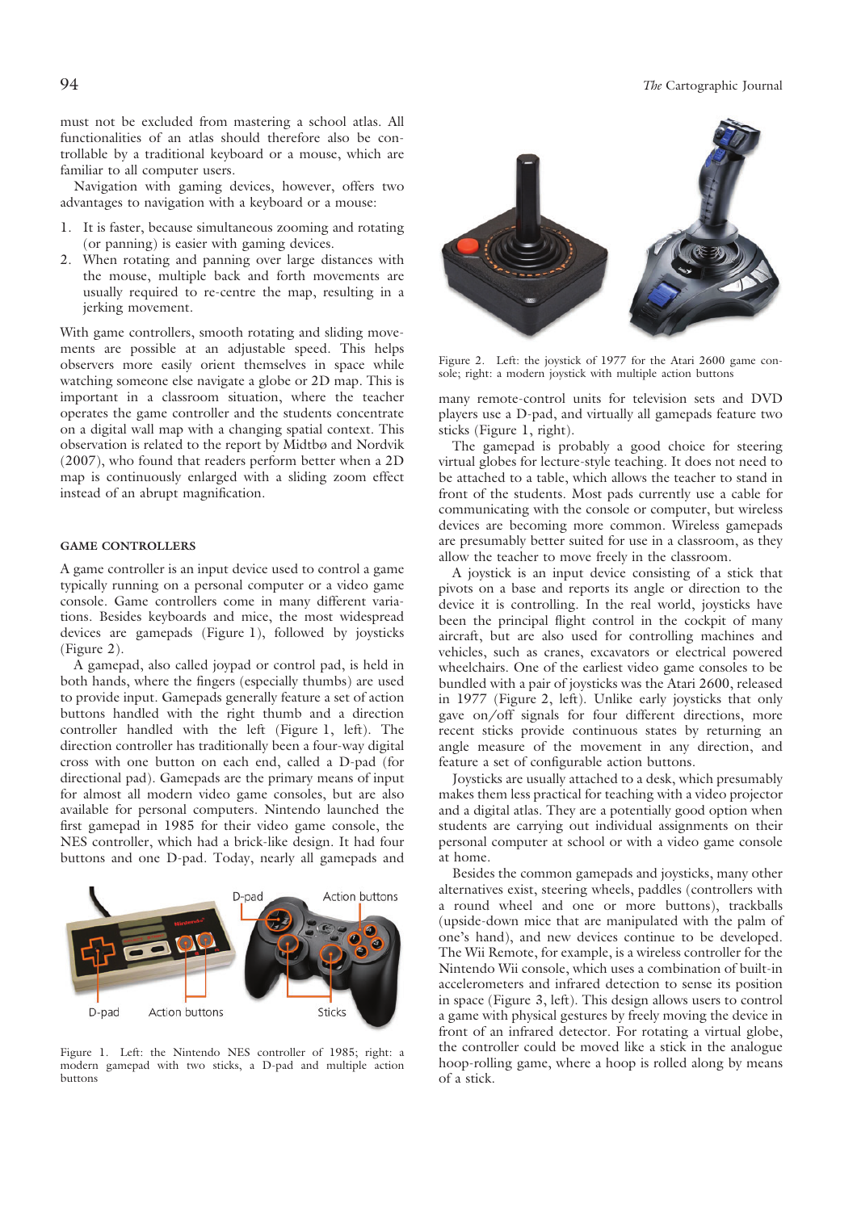must not be excluded from mastering a school atlas. All functionalities of an atlas should therefore also be controllable by a traditional keyboard or a mouse, which are familiar to all computer users.

Navigation with gaming devices, however, offers two advantages to navigation with a keyboard or a mouse:

1. It is faster, because simultaneous zooming and rotating (or panning) is easier with gaming devices.
2. When rotating and panning over large distances with the mouse, multiple back and forth movements are usually required to re-centre the map, resulting in a jerking movement.

With game controllers, smooth rotating and sliding movements are possible at an adjustable speed. This helps observers more easily orient themselves in space while watching someone else navigate a globe or 2D map. This is important in a classroom situation, where the teacher operates the game controller and the students concentrate on a digital wall map with a changing spatial context. This observation is related to the report by Midtbø and Nordvik (2007), who found that readers perform better when a 2D map is continuously enlarged with a sliding zoom effect instead of an abrupt magnification.

## GAME CONTROLLERS

A game controller is an input device used to control a game typically running on a personal computer or a video game console. Game controllers come in many different variations. Besides keyboards and mice, the most widespread devices are gamepads (Figure 1), followed by joysticks (Figure 2).

A gamepad, also called joypad or control pad, is held in both hands, where the fingers (especially thumbs) are used to provide input. Gamepads generally feature a set of action buttons handled with the right thumb and a direction controller handled with the left (Figure 1, left). The direction controller has traditionally been a four-way digital cross with one button on each end, called a D-pad (for directional pad). Gamepads are the primary means of input for almost all modern video game consoles, but are also available for personal computers. Nintendo launched the first gamepad in 1985 for their video game console, the NES controller, which had a brick-like design. It had four buttons and one D-pad. Today, nearly all gamepads and many remote-control units for television sets and DVD players use a D-pad, and virtually all gamepads feature two sticks (Figure 1, right).

Figure 1. Left: the Nintendo NES controller of 1985; right: a modern gamepad with two sticks, a D-pad and multiple action buttons

Figure 2. Left: the joystick of 1977 for the Atari 2600 game console; right: a modern joystick with multiple action buttons

The gamepad is probably a good choice for steering virtual globes for lecture-style teaching. It does not need to be attached to a table, which allows the teacher to stand in front of the students. Most pads currently use a cable for communicating with the console or computer, but wireless devices are becoming more common. Wireless gamepads are presumably better suited for use in a classroom, as they allow the teacher to move freely in the classroom.

A joystick is an input device consisting of a stick that pivots on a base and reports its angle or direction to the device it is controlling. In the real world, joysticks have been the principal flight control in the cockpit of many aircraft, but are also used for controlling machines and vehicles, such as cranes, excavators or electrical powered wheelchairs. One of the earliest video game consoles to be bundled with a pair of joysticks was the Atari 2600, released in 1977 (Figure 2, left). Unlike early joysticks that only gave on/off signals for four different directions, more recent sticks provide continuous states by returning an angle measure of the movement in any direction, and feature a set of configurable action buttons.

Joysticks are usually attached to a desk, which presumably makes them less practical for teaching with a video projector and a digital atlas. They are a potentially good option when students are carrying out individual assignments on their personal computer at school or with a video game console at home.

Besides the common gamepads and joysticks, many other alternatives exist, steering wheels, paddles (controllers with a round wheel and one or more buttons), trackballs (upside-down mice that are manipulated with the palm of one's hand), and new devices continue to be developed. The Wii Remote, for example, is a wireless controller for the Nintendo Wii console, which uses a combination of built-in accelerometers and infrared detection to sense its position in space (Figure 3, left). This design allows users to control a game with physical gestures by freely moving the device in front of an infrared detector. For rotating a virtual globe, the controller could be moved like a stick in the analogue hoop-rolling game, where a hoop is rolled along by means of a stick.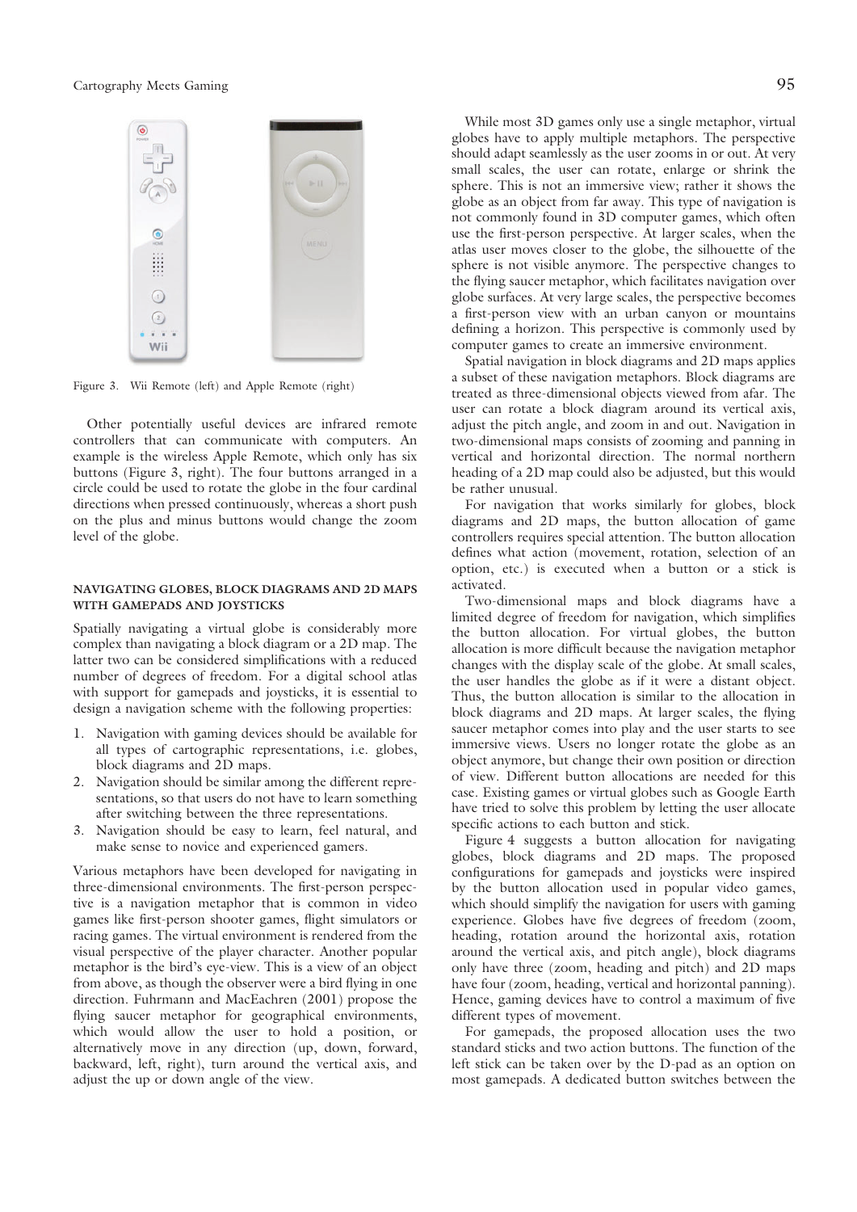Figure 3. Wii Remote (left) and Apple Remote (right)

Other potentially useful devices are infrared remote controllers that can communicate with computers. An example is the wireless Apple Remote, which only has six buttons (Figure 3, right). The four buttons arranged in a circle could be used to rotate the globe in the four cardinal directions when pressed continuously, whereas a short push on the plus and minus buttons would change the zoom level of the globe.

## NAVIGATING GLOBES, BLOCK DIAGRAMS AND 2D MAPS WITH GAMEPADS AND JOYSTICKS

Spatially navigating a virtual globe is considerably more complex than navigating a block diagram or a 2D map. The latter two can be considered simplifications with a reduced number of degrees of freedom. For a digital school atlas with support for gamepads and joysticks, it is essential to design a navigation scheme with the following properties:

1. Navigation with gaming devices should be available for all types of cartographic representations, i.e. globes, block diagrams and 2D maps.
2. Navigation should be similar among the different representations, so that users do not have to learn something after switching between the three representations.
3. Navigation should be easy to learn, feel natural, and make sense to novice and experienced gamers.

Various metaphors have been developed for navigating in three-dimensional environments. The first-person perspective is a navigation metaphor that is common in video games like first-person shooter games, flight simulators or racing games. The virtual environment is rendered from the visual perspective of the player character. Another popular metaphor is the bird's eye-view. This is a view of an object from above, as though the observer were a bird flying in one direction. Fuhrmann and MacEachren (2001) propose the flying saucer metaphor for geographical environments, which would allow the user to hold a position, or alternatively move in any direction (up, down, forward, backward, left, right), turn around the vertical axis, and adjust the up or down angle of the view.

While most 3D games only use a single metaphor, virtual globes have to apply multiple metaphors. The perspective should adapt seamlessly as the user zooms in or out. At very small scales, the user can rotate, enlarge or shrink the sphere. This is not an immersive view; rather it shows the globe as an object from far away. This type of navigation is not commonly found in 3D computer games, which often use the first-person perspective. At larger scales, when the atlas user moves closer to the globe, the silhouette of the sphere is not visible anymore. The perspective changes to the flying saucer metaphor, which facilitates navigation over globe surfaces. At very large scales, the perspective becomes a first-person view with an urban canyon or mountains defining a horizon. This perspective is commonly used by computer games to create an immersive environment.

Spatial navigation in block diagrams and 2D maps applies a subset of these navigation metaphors. Block diagrams are treated as three-dimensional objects viewed from afar. The user can rotate a block diagram around its vertical axis, adjust the pitch angle, and zoom in and out. Navigation in two-dimensional maps consists of zooming and panning in vertical and horizontal direction. The normal northern heading of a 2D map could also be adjusted, but this would be rather unusual.

For navigation that works similarly for globes, block diagrams and 2D maps, the button allocation of game controllers requires special attention. The button allocation defines what action (movement, rotation, selection of an option, etc.) is executed when a button or a stick is activated.

Two-dimensional maps and block diagrams have a limited degree of freedom for navigation, which simplifies the button allocation. For virtual globes, the button allocation is more difficult because the navigation metaphor changes with the display scale of the globe. At small scales, the user handles the globe as if it were a distant object. Thus, the button allocation is similar to the allocation in block diagrams and 2D maps. At larger scales, the flying saucer metaphor comes into play and the user starts to see immersive views. Users no longer rotate the globe as an object anymore, but change their own position or direction of view. Different button allocations are needed for this case. Existing games or virtual globes such as Google Earth have tried to solve this problem by letting the user allocate specific actions to each button and stick.

Figure 4 suggests a button allocation for navigating globes, block diagrams and 2D maps. The proposed configurations for gamepads and joysticks were inspired by the button allocation used in popular video games, which should simplify the navigation for users with gaming experience. Globes have five degrees of freedom (zoom, heading, rotation around the horizontal axis, rotation around the vertical axis, and pitch angle), block diagrams only have three (zoom, heading and pitch) and 2D maps have four (zoom, heading, vertical and horizontal panning). Hence, gaming devices have to control a maximum of five different types of movement.

For gamepads, the proposed allocation uses the two standard sticks and two action buttons. The function of the left stick can be taken over by the D-pad as an option on most gamepads. A dedicated button switches between the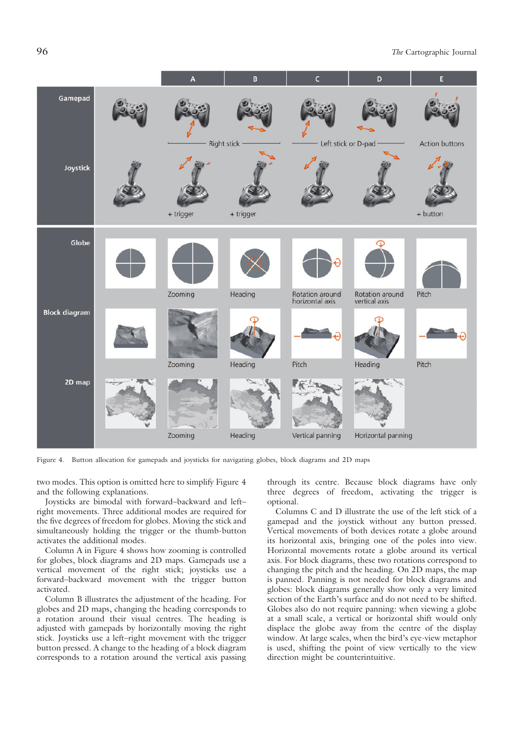Figure 4. Button allocation for gamepads and joysticks for navigating globes, block diagrams and 2D maps

two modes. This option is omitted here to simplify Figure 4 and the following explanations.

Joysticks are bimodal with forward–backward and left–right movements. Three additional modes are required for the five degrees of freedom for globes. Moving the stick and simultaneously holding the trigger or the thumb-button activates the additional modes.

Column A in Figure 4 shows how zooming is controlled for globes, block diagrams and 2D maps. Gamepads use a vertical movement of the right stick; joysticks use a forward–backward movement with the trigger button activated.

Column B illustrates the adjustment of the heading. For globes and 2D maps, changing the heading corresponds to a rotation around their visual centres. The heading is adjusted with gamepads by horizontally moving the right stick. Joysticks use a left–right movement with the trigger button pressed. A change to the heading of a block diagram corresponds to a rotation around the vertical axis passing through its centre. Because block diagrams have only three degrees of freedom, activating the trigger is optional.

Columns C and D illustrate the use of the left stick of a gamepad and the joystick without any button pressed. Vertical movements of both devices rotate a globe around its horizontal axis, bringing one of the poles into view. Horizontal movements rotate a globe around its vertical axis. For block diagrams, these two rotations correspond to changing the pitch and the heading. On 2D maps, the map is panned. Panning is not needed for block diagrams and globes: block diagrams generally show only a very limited section of the Earth's surface and do not need to be shifted. Globes also do not require panning: when viewing a globe at a small scale, a vertical or horizontal shift would only displace the globe away from the centre of the display window. At large scales, when the bird's eye-view metaphor is used, shifting the point of view vertically to the view direction might be counterintuitive.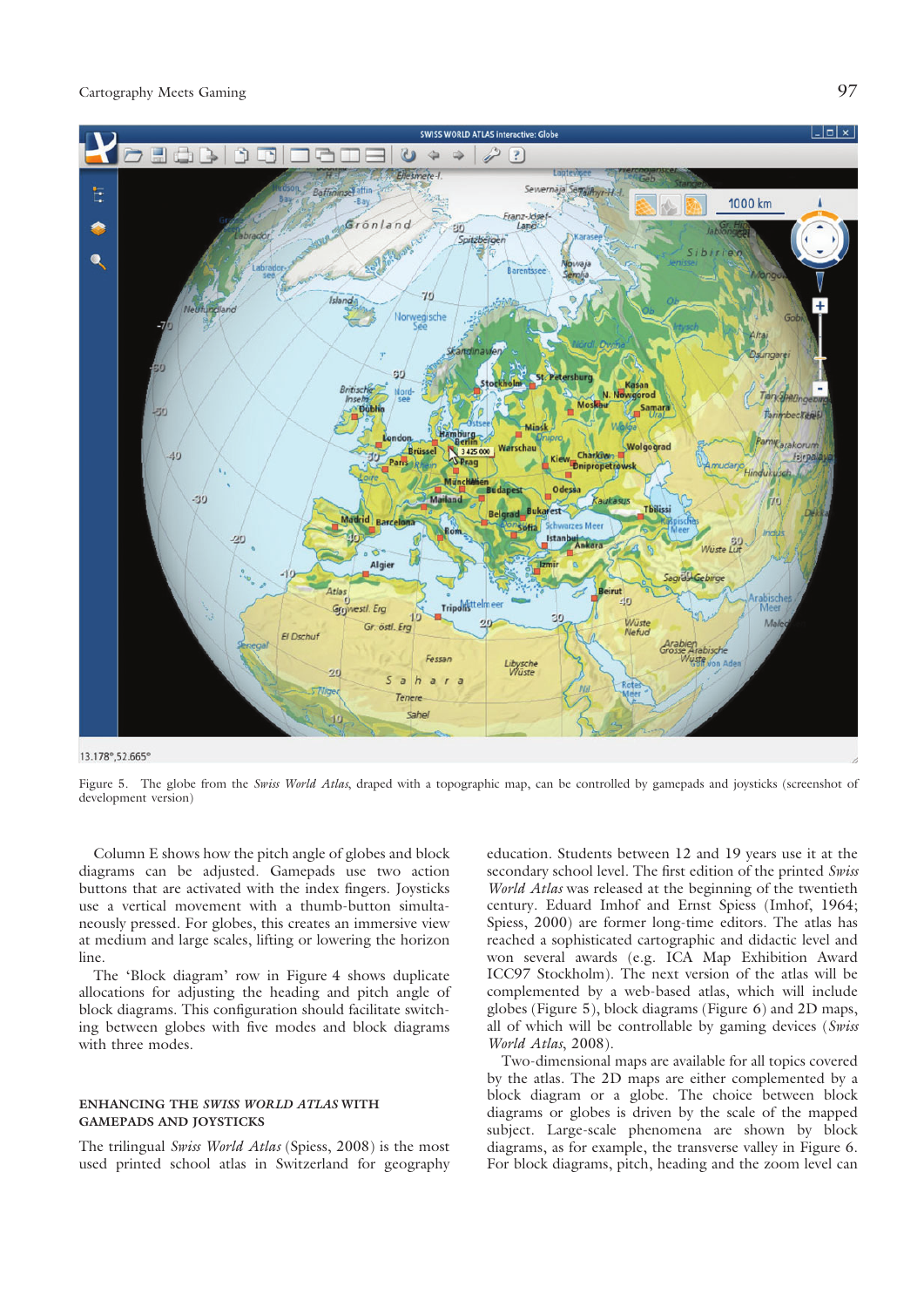Figure 5. The globe from the *Swiss World Atlas*, draped with a topographic map, can be controlled by gamepads and joysticks (screenshot of development version)

Column E shows how the pitch angle of globes and block diagrams can be adjusted. Gamepads use two action buttons that are activated with the index fingers. Joysticks use a vertical movement with a thumb-button simultaneously pressed. For globes, this creates an immersive view at medium and large scales, lifting or lowering the horizon line.

The 'Block diagram' row in Figure 4 shows duplicate allocations for adjusting the heading and pitch angle of block diagrams. This configuration should facilitate switching between globes with five modes and block diagrams with three modes.

## ENHANCING THE *SWISS WORLD ATLAS* WITH GAMEPADS AND JOYSTICKS

The trilingual *Swiss World Atlas* (Spiess, 2008) is the most used printed school atlas in Switzerland for geography education. Students between 12 and 19 years use it at the secondary school level. The first edition of the printed *Swiss World Atlas* was released at the beginning of the twentieth century. Eduard Imhof and Ernst Spiess (Imhof, 1964; Spiess, 2000) are former long-time editors. The atlas has reached a sophisticated cartographic and didactic level and won several awards (e.g. ICA Map Exhibition Award ICC97 Stockholm). The next version of the atlas will be complemented by a web-based atlas, which will include globes (Figure 5), block diagrams (Figure 6) and 2D maps, all of which will be controllable by gaming devices (*Swiss World Atlas*, 2008).

Two-dimensional maps are available for all topics covered by the atlas. The 2D maps are either complemented by a block diagram or a globe. The choice between block diagrams or globes is driven by the scale of the mapped subject. Large-scale phenomena are shown by block diagrams, as for example, the transverse valley in Figure 6. For block diagrams, pitch, heading and the zoom level can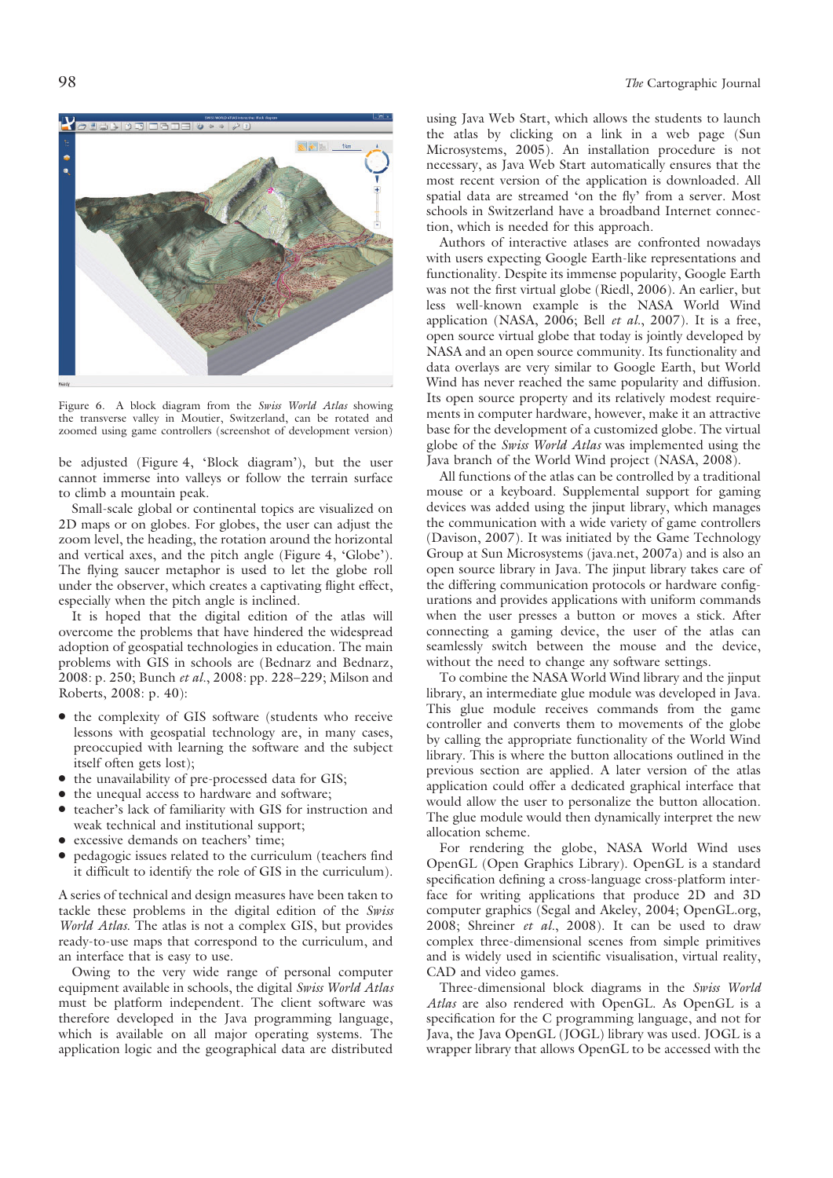Figure 6. A block diagram from the *Swiss World Atlas* showing the transverse valley in Moutier, Switzerland, can be rotated and zoomed using game controllers (screenshot of development version)

be adjusted (Figure 4, 'Block diagram'), but the user cannot immerse into valleys or follow the terrain surface to climb a mountain peak.

Small-scale global or continental topics are visualized on 2D maps or on globes. For globes, the user can adjust the zoom level, the heading, the rotation around the horizontal and vertical axes, and the pitch angle (Figure 4, 'Globe'). The flying saucer metaphor is used to let the globe roll under the observer, which creates a captivating flight effect, especially when the pitch angle is inclined.

It is hoped that the digital edition of the atlas will overcome the problems that have hindered the widespread adoption of geospatial technologies in education. The main problems with GIS in schools are (Bednarz and Bednarz, 2008: p. 250; Bunch *et al.*, 2008: pp. 228–229; Milson and Roberts, 2008: p. 40):

- the complexity of GIS software (students who receive lessons with geospatial technology are, in many cases, preoccupied with learning the software and the subject itself often gets lost);
- the unavailability of pre-processed data for GIS;
- the unequal access to hardware and software;
- teacher's lack of familiarity with GIS for instruction and weak technical and institutional support;
- excessive demands on teachers' time;
- pedagogic issues related to the curriculum (teachers find it difficult to identify the role of GIS in the curriculum).

A series of technical and design measures have been taken to tackle these problems in the digital edition of the *Swiss World Atlas*. The atlas is not a complex GIS, but provides ready-to-use maps that correspond to the curriculum, and an interface that is easy to use.

Owing to the very wide range of personal computer equipment available in schools, the digital *Swiss World Atlas* must be platform independent. The client software was therefore developed in the Java programming language, which is available on all major operating systems. The application logic and the geographical data are distributed using Java Web Start, which allows the students to launch the atlas by clicking on a link in a web page (Sun Microsystems, 2005). An installation procedure is not necessary, as Java Web Start automatically ensures that the most recent version of the application is downloaded. All spatial data are streamed 'on the fly' from a server. Most schools in Switzerland have a broadband Internet connection, which is needed for this approach.

Authors of interactive atlases are confronted nowadays with users expecting Google Earth-like representations and functionality. Despite its immense popularity, Google Earth was not the first virtual globe (Riedl, 2006). An earlier, but less well-known example is the NASA World Wind application (NASA, 2006; Bell *et al.*, 2007). It is a free, open source virtual globe that today is jointly developed by NASA and an open source community. Its functionality and data overlays are very similar to Google Earth, but World Wind has never reached the same popularity and diffusion. Its open source property and its relatively modest requirements in computer hardware, however, make it an attractive base for the development of a customized globe. The virtual globe of the *Swiss World Atlas* was implemented using the Java branch of the World Wind project (NASA, 2008).

All functions of the atlas can be controlled by a traditional mouse or a keyboard. Supplemental support for gaming devices was added using the jinput library, which manages the communication with a wide variety of game controllers (Davison, 2007). It was initiated by the Game Technology Group at Sun Microsystems (java.net, 2007a) and is also an open source library in Java. The jinput library takes care of the differing communication protocols or hardware configurations and provides applications with uniform commands when the user presses a button or moves a stick. After connecting a gaming device, the user of the atlas can seamlessly switch between the mouse and the device, without the need to change any software settings.

To combine the NASA World Wind library and the jinput library, an intermediate glue module was developed in Java. This glue module receives commands from the game controller and converts them to movements of the globe by calling the appropriate functionality of the World Wind library. This is where the button allocations outlined in the previous section are applied. A later version of the atlas application could offer a dedicated graphical interface that would allow the user to personalize the button allocation. The glue module would then dynamically interpret the new allocation scheme.

For rendering the globe, NASA World Wind uses OpenGL (Open Graphics Library). OpenGL is a standard specification defining a cross-language cross-platform interface for writing applications that produce 2D and 3D computer graphics (Segal and Akeley, 2004; OpenGL.org, 2008; Shreiner *et al.*, 2008). It can be used to draw complex three-dimensional scenes from simple primitives and is widely used in scientific visualisation, virtual reality, CAD and video games.

Three-dimensional block diagrams in the *Swiss World Atlas* are also rendered with OpenGL. As OpenGL is a specification for the C programming language, and not for Java, the Java OpenGL (JOGL) library was used. JOGL is a wrapper library that allows OpenGL to be accessed with the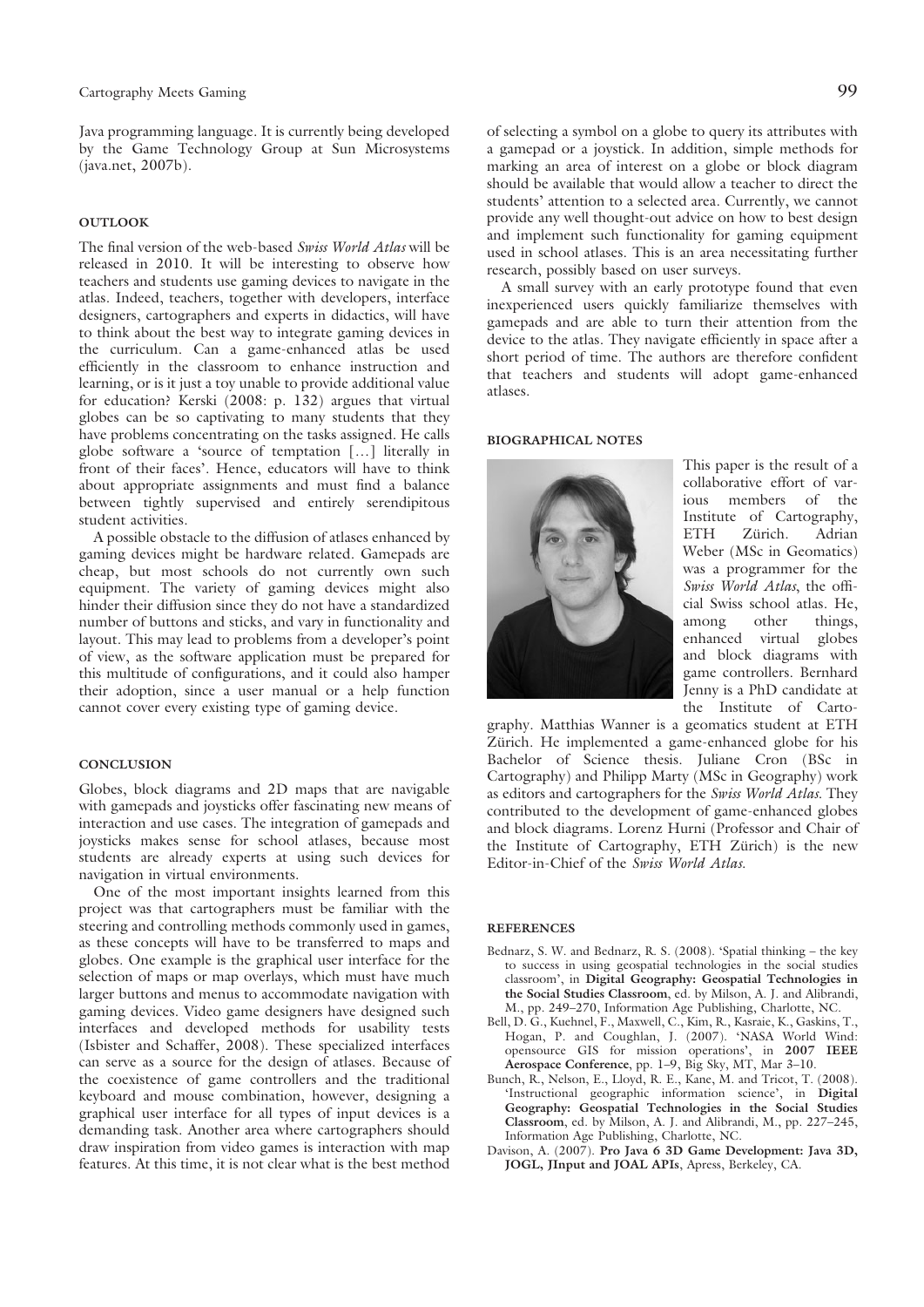Java programming language. It is currently being developed by the Game Technology Group at Sun Microsystems (java.net, 2007b).

## OUTLOOK

The final version of the web-based *Swiss World Atlas* will be released in 2010. It will be interesting to observe how teachers and students use gaming devices to navigate in the atlas. Indeed, teachers, together with developers, interface designers, cartographers and experts in didactics, will have to think about the best way to integrate gaming devices in the curriculum. Can a game-enhanced atlas be used efficiently in the classroom to enhance instruction and learning, or is it just a toy unable to provide additional value for education? Kerski (2008: p. 132) argues that virtual globes can be so captivating to many students that they have problems concentrating on the tasks assigned. He calls globe software a 'source of temptation […] literally in front of their faces'. Hence, educators will have to think about appropriate assignments and must find a balance between tightly supervised and entirely serendipitous student activities.

A possible obstacle to the diffusion of atlases enhanced by gaming devices might be hardware related. Gamepads are cheap, but most schools do not currently own such equipment. The variety of gaming devices might also hinder their diffusion since they do not have a standardized number of buttons and sticks, and vary in functionality and layout. This may lead to problems from a developer's point of view, as the software application must be prepared for this multitude of configurations, and it could also hamper their adoption, since a user manual or a help function cannot cover every existing type of gaming device.

## CONCLUSION

Globes, block diagrams and 2D maps that are navigable with gamepads and joysticks offer fascinating new means of interaction and use cases. The integration of gamepads and joysticks makes sense for school atlases, because most students are already experts at using such devices for navigation in virtual environments.

One of the most important insights learned from this project was that cartographers must be familiar with the steering and controlling methods commonly used in games, as these concepts will have to be transferred to maps and globes. One example is the graphical user interface for the selection of maps or map overlays, which must have much larger buttons and menus to accommodate navigation with gaming devices. Video game designers have designed such interfaces and developed methods for usability tests (Isbister and Schaffer, 2008). These specialized interfaces can serve as a source for the design of atlases. Because of the coexistence of game controllers and the traditional keyboard and mouse combination, however, designing a graphical user interface for all types of input devices is a demanding task. Another area where cartographers should draw inspiration from video games is interaction with map features. At this time, it is not clear what is the best method of selecting a symbol on a globe to query its attributes with a gamepad or a joystick. In addition, simple methods for marking an area of interest on a globe or block diagram should be available that would allow a teacher to direct the students' attention to a selected area. Currently, we cannot provide any well thought-out advice on how to best design and implement such functionality for gaming equipment used in school atlases. This is an area necessitating further research, possibly based on user surveys.

A small survey with an early prototype found that even inexperienced users quickly familiarize themselves with gamepads and are able to turn their attention from the device to the atlas. They navigate efficiently in space after a short period of time. The authors are therefore confident that teachers and students will adopt game-enhanced atlases.

## BIOGRAPHICAL NOTES

This paper is the result of a collaborative effort of various members of the Institute of Cartography, ETH Zürich. Adrian Weber (MSc in Geomatics) was a programmer for the *Swiss World Atlas*, the official Swiss school atlas. He, among other things, enhanced virtual globes and block diagrams with game controllers. Bernhard Jenny is a PhD candidate at the Institute of Cartography. Matthias Wanner is a geomatics student at ETH Zürich. He implemented a game-enhanced globe for his Bachelor of Science thesis. Juliane Cron (BSc in Cartography) and Philipp Marty (MSc in Geography) work as editors and cartographers for the *Swiss World Atlas*. They contributed to the development of game-enhanced globes and block diagrams. Lorenz Hurni (Professor and Chair of the Institute of Cartography, ETH Zürich) is the new Editor-in-Chief of the *Swiss World Atlas*.

## REFERENCES

Bednarz, S. W. and Bednarz, R. S. (2008). 'Spatial thinking – the key to success in using geospatial technologies in the social studies classroom', in **Digital Geography: Geospatial Technologies in the Social Studies Classroom**, ed. by Milson, A. J. and Alibrandi, M., pp. 249–270, Information Age Publishing, Charlotte, NC.

Bell, D. G., Kuehnel, F., Maxwell, C., Kim, R., Kasraie, K., Gaskins, T., Hogan, P. and Coughlan, J. (2007). 'NASA World Wind: opensource GIS for mission operations', in **2007 IEEE Aerospace Conference**, pp. 1–9, Big Sky, MT, Mar 3–10.

Bunch, R., Nelson, E., Lloyd, R. E., Kane, M. and Tricot, T. (2008). 'Instructional geographic information science', in **Digital Geography: Geospatial Technologies in the Social Studies Classroom**, ed. by Milson, A. J. and Alibrandi, M., pp. 227–245, Information Age Publishing, Charlotte, NC.

Davison, A. (2007). **Pro Java 6 3D Game Development: Java 3D, JOGL, JInput and JOAL APIs**, Apress, Berkeley, CA.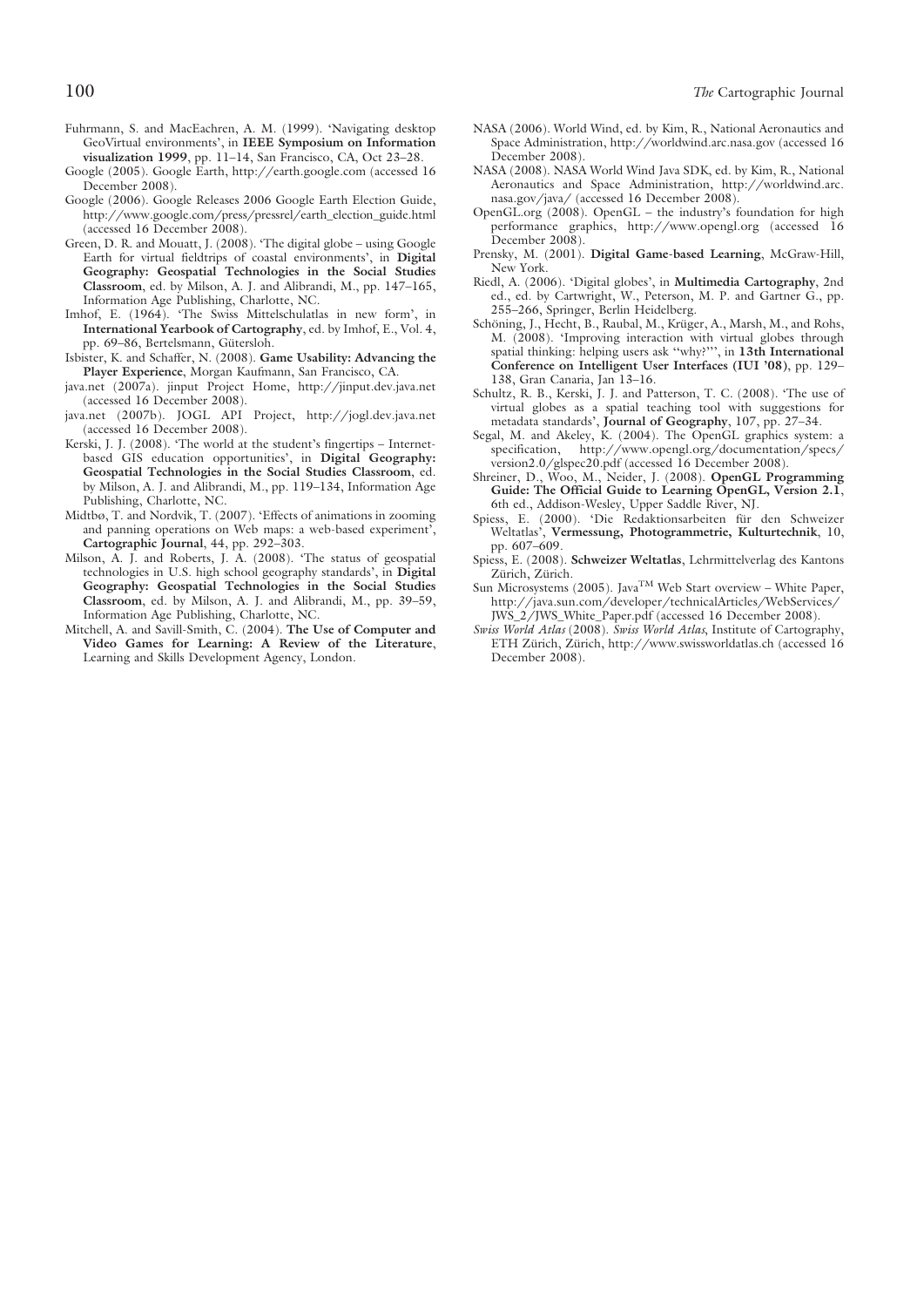Fuhrmann, S. and MacEachren, A. M. (1999). 'Navigating desktop GeoVirtual environments', in **IEEE Symposium on Information visualization 1999**, pp. 11–14, San Francisco, CA, Oct 23–28.

Google (2005). Google Earth, http://earth.google.com (accessed 16 December 2008).

Google (2006). Google Releases 2006 Google Earth Election Guide, http://www.google.com/press/pressrel/earth_election_guide.html (accessed 16 December 2008).

Green, D. R. and Mouatt, J. (2008). 'The digital globe – using Google Earth for virtual fieldtrips of coastal environments', in **Digital Geography: Geospatial Technologies in the Social Studies Classroom**, ed. by Milson, A. J. and Alibrandi, M., pp. 147–165, Information Age Publishing, Charlotte, NC.

Imhof, E. (1964). 'The Swiss Mittelschulatlas in new form', in **International Yearbook of Cartography**, ed. by Imhof, E., Vol. 4, pp. 69–86, Bertelsmann, Gütersloh.

Isbister, K. and Schaffer, N. (2008). **Game Usability: Advancing the Player Experience**, Morgan Kaufmann, San Francisco, CA.

java.net (2007a). jinput Project Home, http://jinput.dev.java.net (accessed 16 December 2008).

java.net (2007b). JOGL API Project, http://jogl.dev.java.net (accessed 16 December 2008).

Kerski, J. J. (2008). 'The world at the student's fingertips – Internet-based GIS education opportunities', in **Digital Geography: Geospatial Technologies in the Social Studies Classroom**, ed. by Milson, A. J. and Alibrandi, M., pp. 119–134, Information Age Publishing, Charlotte, NC.

Midtbø, T. and Nordvik, T. (2007). 'Effects of animations in zooming and panning operations on Web maps: a web-based experiment', **Cartographic Journal**, 44, pp. 292–303.

Milson, A. J. and Roberts, J. A. (2008). 'The status of geospatial technologies in U.S. high school geography standards', in **Digital Geography: Geospatial Technologies in the Social Studies Classroom**, ed. by Milson, A. J. and Alibrandi, M., pp. 39–59, Information Age Publishing, Charlotte, NC.

Mitchell, A. and Savill-Smith, C. (2004). **The Use of Computer and Video Games for Learning: A Review of the Literature**, Learning and Skills Development Agency, London.

NASA (2006). World Wind, ed. by Kim, R., National Aeronautics and Space Administration, http://worldwind.arc.nasa.gov (accessed 16 December 2008).

NASA (2008). NASA World Wind Java SDK, ed. by Kim, R., National Aeronautics and Space Administration, http://worldwind.arc.nasa.gov/java/ (accessed 16 December 2008).

OpenGL.org (2008). OpenGL – the industry's foundation for high performance graphics, http://www.opengl.org (accessed 16 December 2008).

Prensky, M. (2001). **Digital Game-based Learning**, McGraw-Hill, New York.

Riedl, A. (2006). 'Digital globes', in **Multimedia Cartography**, 2nd ed., ed. by Cartwright, W., Peterson, M. P. and Gartner G., pp. 255–266, Springer, Berlin Heidelberg.

Schöning, J., Hecht, B., Raubal, M., Krüger, A., Marsh, M., and Rohs, M. (2008). 'Improving interaction with virtual globes through spatial thinking: helping users ask "why?"', in **13th International Conference on Intelligent User Interfaces (IUI '08)**, pp. 129–138, Gran Canaria, Jan 13–16.

Schultz, R. B., Kerski, J. J. and Patterson, T. C. (2008). 'The use of virtual globes as a spatial teaching tool with suggestions for metadata standards', **Journal of Geography**, 107, pp. 27–34.

Segal, M. and Akeley, K. (2004). The OpenGL graphics system: a specification, http://www.opengl.org/documentation/specs/version2.0/glspec20.pdf (accessed 16 December 2008).

Shreiner, D., Woo, M., Neider, J. (2008). **OpenGL Programming Guide: The Official Guide to Learning OpenGL, Version 2.1**, 6th ed., Addison-Wesley, Upper Saddle River, NJ.

Spiess, E. (2000). 'Die Redaktionsarbeiten für den Schweizer Weltatlas', **Vermessung, Photogrammetrie, Kulturtechnik**, 10, pp. 607–609.

Spiess, E. (2008). **Schweizer Weltatlas**, Lehrmittelverlag des Kantons Zürich, Zürich.

Sun Microsystems (2005). Java™ Web Start overview – White Paper, http://java.sun.com/developer/technicalArticles/WebServices/JWS_2/JWS_White_Paper.pdf (accessed 16 December 2008).

*Swiss World Atlas* (2008). *Swiss World Atlas*, Institute of Cartography, ETH Zürich, Zürich, http://www.swissworldatlas.ch (accessed 16 December 2008).